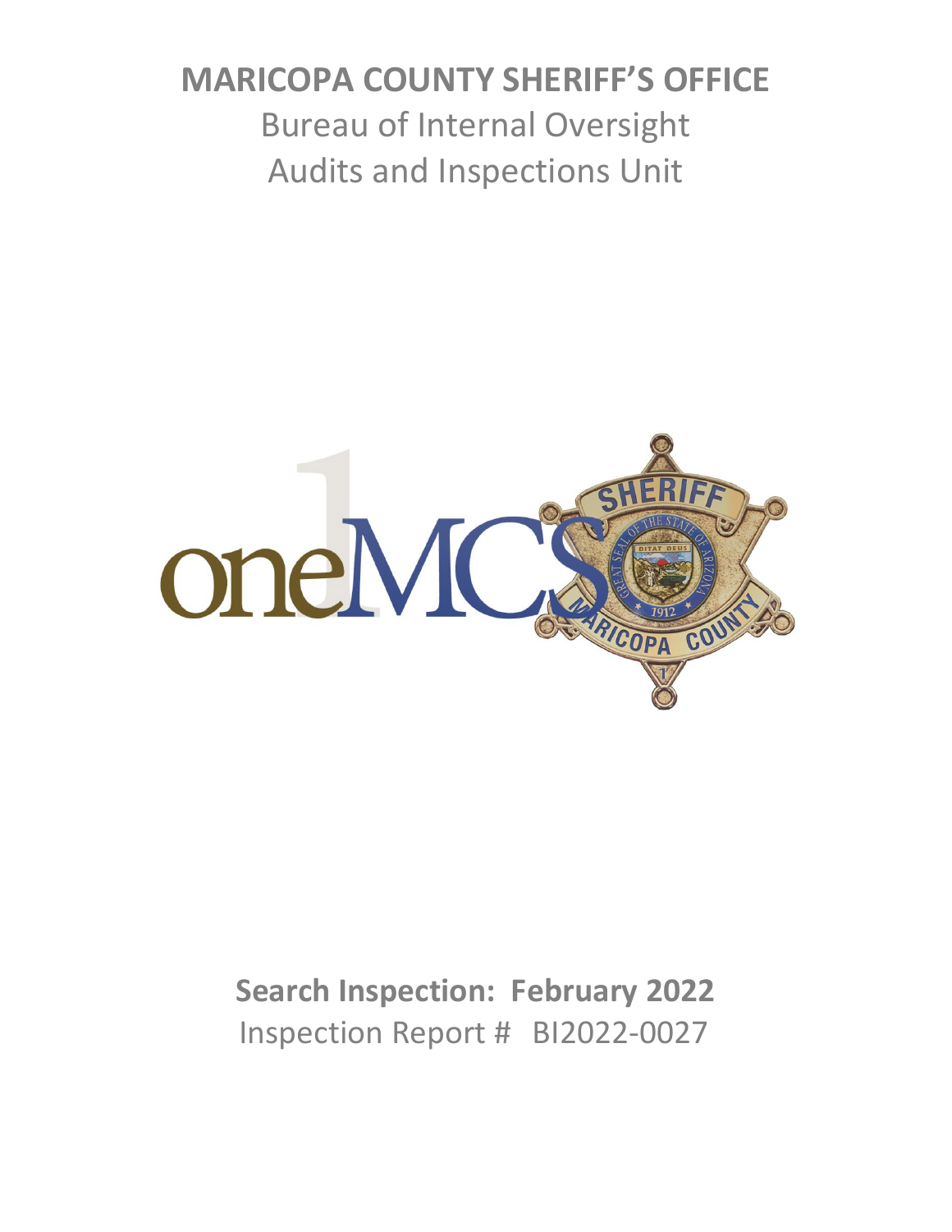# MARICOPA COUNTY SHERIFF'S OFFICE

Bureau of Internal Oversight

Audits and Inspections Unit

**Search Inspection: February 2022**

Inspection Report # BI2022-0027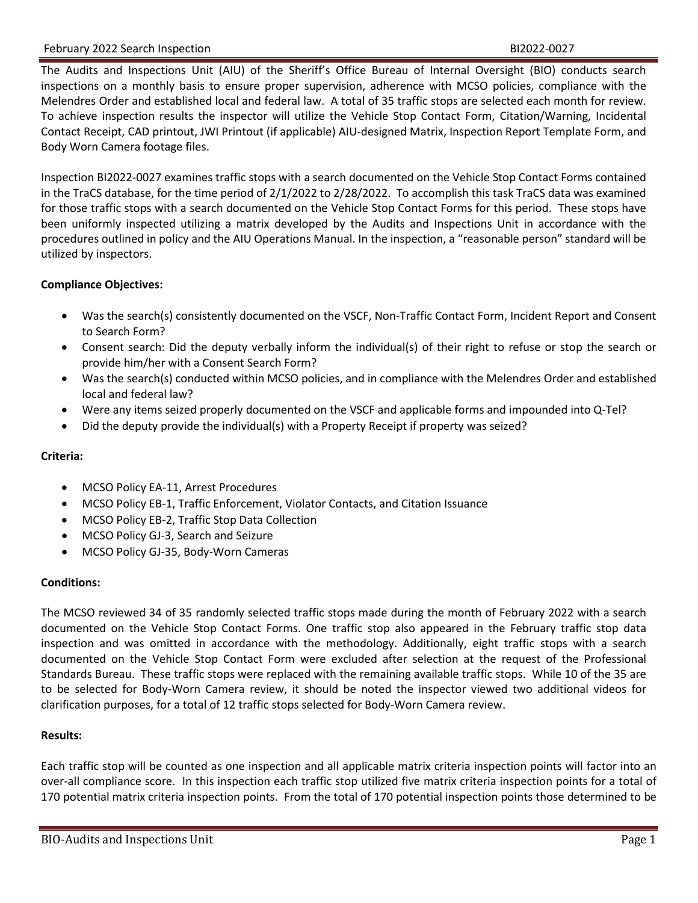The Audits and Inspections Unit (AIU) of the Sheriff's Office Bureau of Internal Oversight (BIO) conducts search inspections on a monthly basis to ensure proper supervision, adherence with MCSO policies, compliance with the Melendres Order and established local and federal law. A total of 35 traffic stops are selected each month for review. To achieve inspection results the inspector will utilize the Vehicle Stop Contact Form, Citation/Warning, Incidental Contact Receipt, CAD printout, JWI Printout (if applicable) AIU-designed Matrix, Inspection Report Template Form, and Body Worn Camera footage files.

Inspection BI2022-0027 examines traffic stops with a search documented on the Vehicle Stop Contact Forms contained in the TraCS database, for the time period of 2/1/2022 to 2/28/2022. To accomplish this task TraCS data was examined for those traffic stops with a search documented on the Vehicle Stop Contact Forms for this period. These stops have been uniformly inspected utilizing a matrix developed by the Audits and Inspections Unit in accordance with the procedures outlined in policy and the AIU Operations Manual. In the inspection, a "reasonable person" standard will be utilized by inspectors.

**Compliance Objectives:**

- Was the search(s) consistently documented on the VSCF, Non-Traffic Contact Form, Incident Report and Consent to Search Form?
- Consent search: Did the deputy verbally inform the individual(s) of their right to refuse or stop the search or provide him/her with a Consent Search Form?
- Was the search(s) conducted within MCSO policies, and in compliance with the Melendres Order and established local and federal law?
- Were any items seized properly documented on the VSCF and applicable forms and impounded into Q-Tel?
- Did the deputy provide the individual(s) with a Property Receipt if property was seized?

**Criteria:**

- MCSO Policy EA-11, Arrest Procedures
- MCSO Policy EB-1, Traffic Enforcement, Violator Contacts, and Citation Issuance
- MCSO Policy EB-2, Traffic Stop Data Collection
- MCSO Policy GJ-3, Search and Seizure
- MCSO Policy GJ-35, Body-Worn Cameras

**Conditions:**

The MCSO reviewed 34 of 35 randomly selected traffic stops made during the month of February 2022 with a search documented on the Vehicle Stop Contact Forms. One traffic stop also appeared in the February traffic stop data inspection and was omitted in accordance with the methodology. Additionally, eight traffic stops with a search documented on the Vehicle Stop Contact Form were excluded after selection at the request of the Professional Standards Bureau. These traffic stops were replaced with the remaining available traffic stops. While 10 of the 35 are to be selected for Body-Worn Camera review, it should be noted the inspector viewed two additional videos for clarification purposes, for a total of 12 traffic stops selected for Body-Worn Camera review.

**Results:**

Each traffic stop will be counted as one inspection and all applicable matrix criteria inspection points will factor into an over-all compliance score. In this inspection each traffic stop utilized five matrix criteria inspection points for a total of 170 potential matrix criteria inspection points. From the total of 170 potential inspection points those determined to be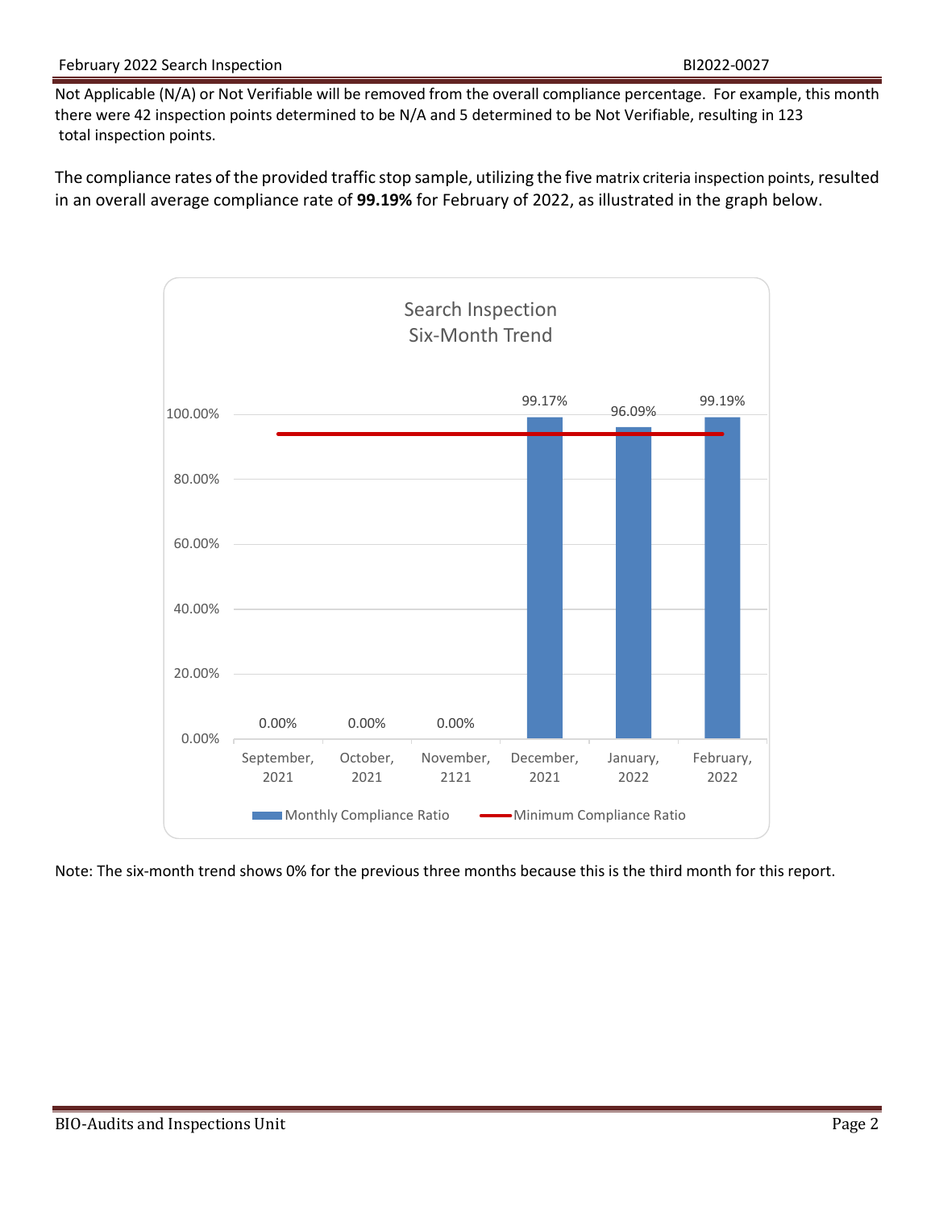Not Applicable (N/A) or Not Verifiable will be removed from the overall compliance percentage. For example, this month there were 42 inspection points determined to be N/A and 5 determined to be Not Verifiable, resulting in 123 total inspection points.

The compliance rates of the provided traffic stop sample, utilizing the five matrix criteria inspection points, resulted in an overall average compliance rate of **99.19%** for February of 2022, as illustrated in the graph below.

**Search Inspection Six-Month Trend**

| Month | Monthly Compliance Ratio |
|---|---|
| September, 2021 | 0.00% |
| October, 2021 | 0.00% |
| November, 2121 | 0.00% |
| December, 2021 | 99.17% |
| January, 2022 | 96.09% |
| February, 2022 | 99.19% |

Legend: Monthly Compliance Ratio; Minimum Compliance Ratio

Note: The six-month trend shows 0% for the previous three months because this is the third month for this report.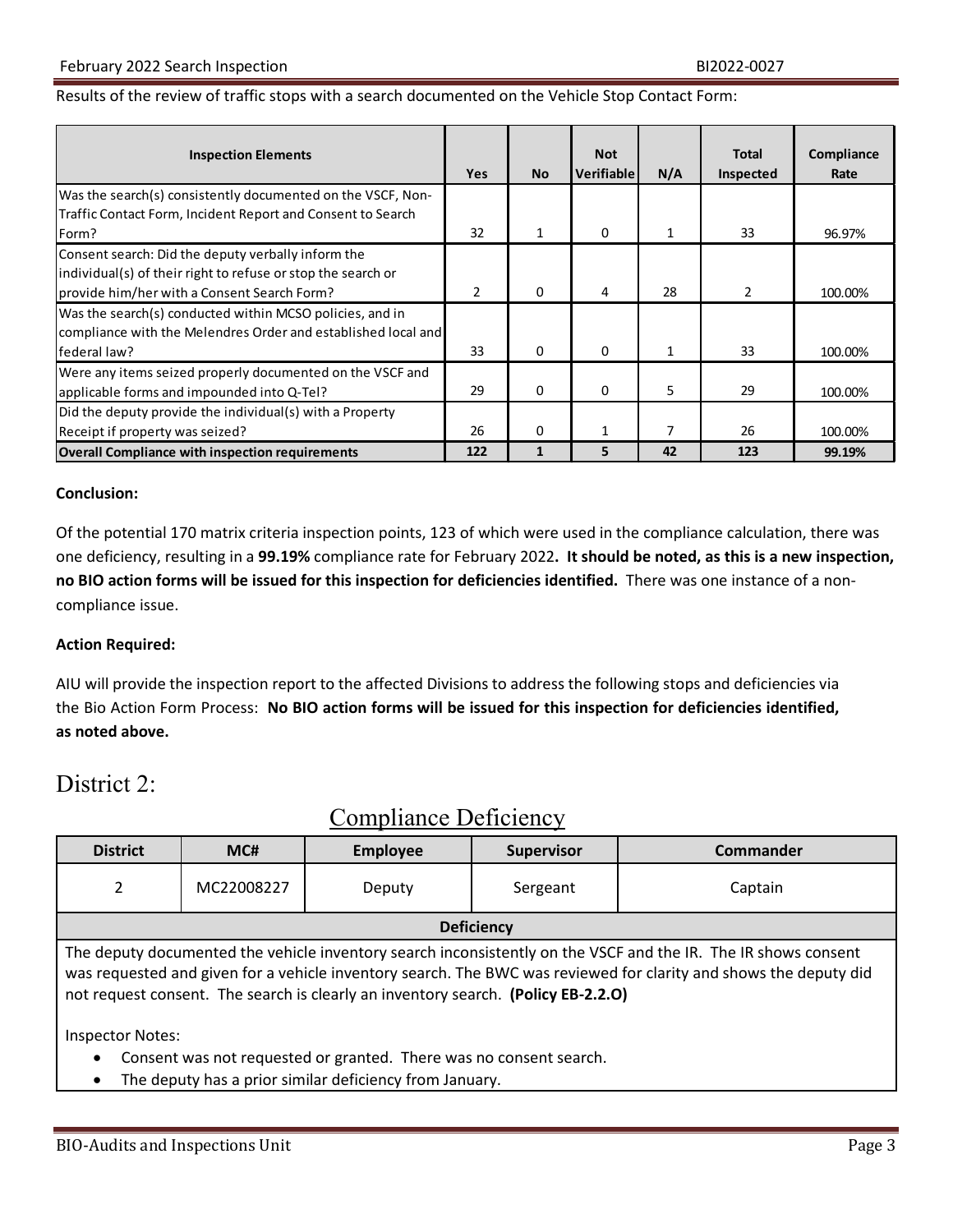Results of the review of traffic stops with a search documented on the Vehicle Stop Contact Form:

| Inspection Elements | Yes | No | Not Verifiable | N/A | Total Inspected | Compliance Rate |
|---|---|---|---|---|---|---|
| Was the search(s) consistently documented on the VSCF, Non-Traffic Contact Form, Incident Report and Consent to Search Form? | 32 | 1 | 0 | 1 | 33 | 96.97% |
| Consent search: Did the deputy verbally inform the individual(s) of their right to refuse or stop the search or provide him/her with a Consent Search Form? | 2 | 0 | 4 | 28 | 2 | 100.00% |
| Was the search(s) conducted within MCSO policies, and in compliance with the Melendres Order and established local and federal law? | 33 | 0 | 0 | 1 | 33 | 100.00% |
| Were any items seized properly documented on the VSCF and applicable forms and impounded into Q-Tel? | 29 | 0 | 0 | 5 | 29 | 100.00% |
| Did the deputy provide the individual(s) with a Property Receipt if property was seized? | 26 | 0 | 1 | 7 | 26 | 100.00% |
| **Overall Compliance with inspection requirements** | **122** | **1** | **5** | **42** | **123** | **99.19%** |

**Conclusion:**

Of the potential 170 matrix criteria inspection points, 123 of which were used in the compliance calculation, there was one deficiency, resulting in a **99.19%** compliance rate for February 2022**. It should be noted, as this is a new inspection, no BIO action forms will be issued for this inspection for deficiencies identified.** There was one instance of a non-compliance issue.

**Action Required:**

AIU will provide the inspection report to the affected Divisions to address the following stops and deficiencies via the Bio Action Form Process: **No BIO action forms will be issued for this inspection for deficiencies identified, as noted above.**

# District 2:

## Compliance Deficiency

| District | MC# | Employee | Supervisor | Commander |
|---|---|---|---|---|
| 2 | MC22008227 | Deputy | Sergeant | Captain |
| **Deficiency** | | | | |
| The deputy documented the vehicle inventory search inconsistently on the VSCF and the IR. The IR shows consent was requested and given for a vehicle inventory search. The BWC was reviewed for clarity and shows the deputy did not request consent. The search is clearly an inventory search. **(Policy EB-2.2.O)**<br><br>Inspector Notes:<br>• Consent was not requested or granted. There was no consent search.<br>• The deputy has a prior similar deficiency from January. | | | | |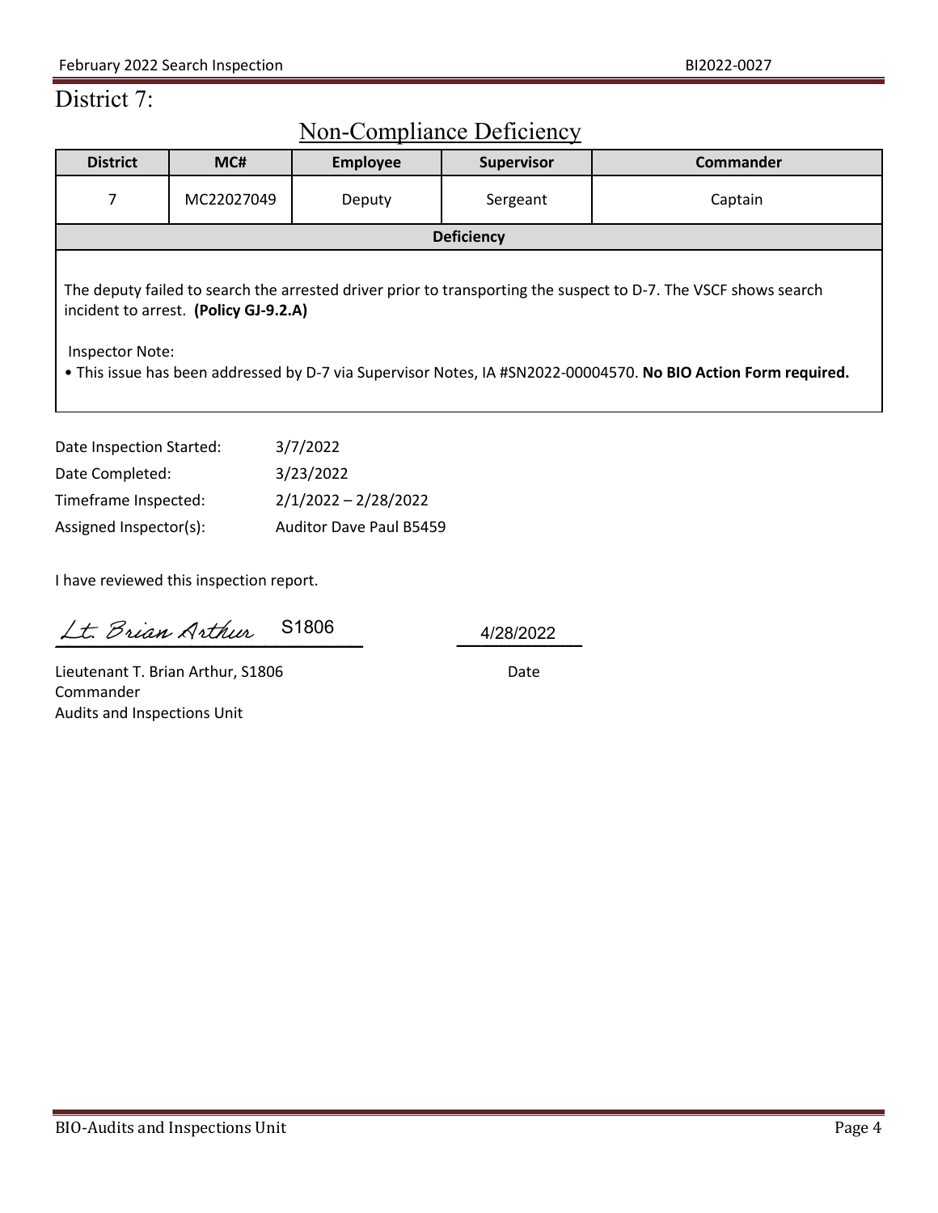# District 7:

## Non-Compliance Deficiency

| District | MC# | Employee | Supervisor | Commander |
|---|---|---|---|---|
| 7 | MC22027049 | Deputy | Sergeant | Captain |
| **Deficiency** | | | | |
| The deputy failed to search the arrested driver prior to transporting the suspect to D-7. The VSCF shows search incident to arrest. **(Policy GJ-9.2.A)**<br><br>Inspector Note:<br>• This issue has been addressed by D-7 via Supervisor Notes, IA #SN2022-00004570. **No BIO Action Form required.** | | | | |

Date Inspection Started: 3/7/2022

Date Completed: 3/23/2022

Timeframe Inspected: 2/1/2022 – 2/28/2022

Assigned Inspector(s): Auditor Dave Paul B5459

I have reviewed this inspection report.

Lt. Brian Arthur S1806 4/28/2022

Lieutenant T. Brian Arthur, S1806
Commander
Audits and Inspections Unit

Date